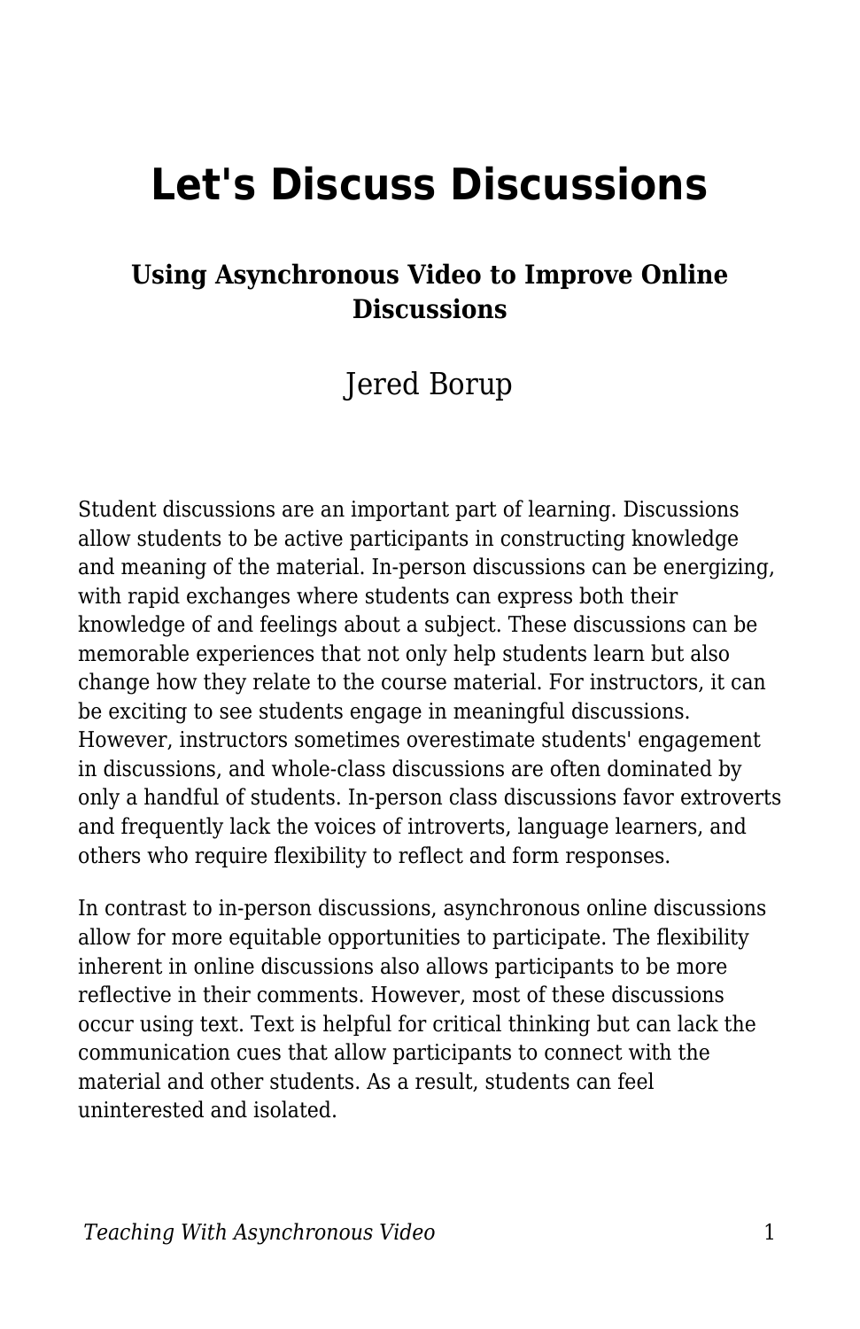# Let's Discuss Discussions

### Using Asynchronous Video to Improve Online Discussions

Jered Borup

Student discussions are an important part of learning. Discussions allow students to be active participants in constructing knowledge and meaning of the material. In-person discussions can be energizing, with rapid exchanges where students can express both their knowledge of and feelings about a subject. These discussions can be memorable experiences that not only help students learn but also change how they relate to the course material. For instructors, it can be exciting to see students engage in meaningful discussions. However, instructors sometimes overestimate students' engagement in discussions, and whole-class discussions are often dominated by only a handful of students. In-person class discussions favor extroverts and frequently lack the voices of introverts, language learners, and others who require flexibility to reflect and form responses.

In contrast to in-person discussions, asynchronous online discussions allow for more equitable opportunities to participate. The flexibility inherent in online discussions also allows participants to be more reflective in their comments. However, most of these discussions occur using text. Text is helpful for critical thinking but can lack the communication cues that allow participants to connect with the material and other students. As a result, students can feel uninterested and isolated.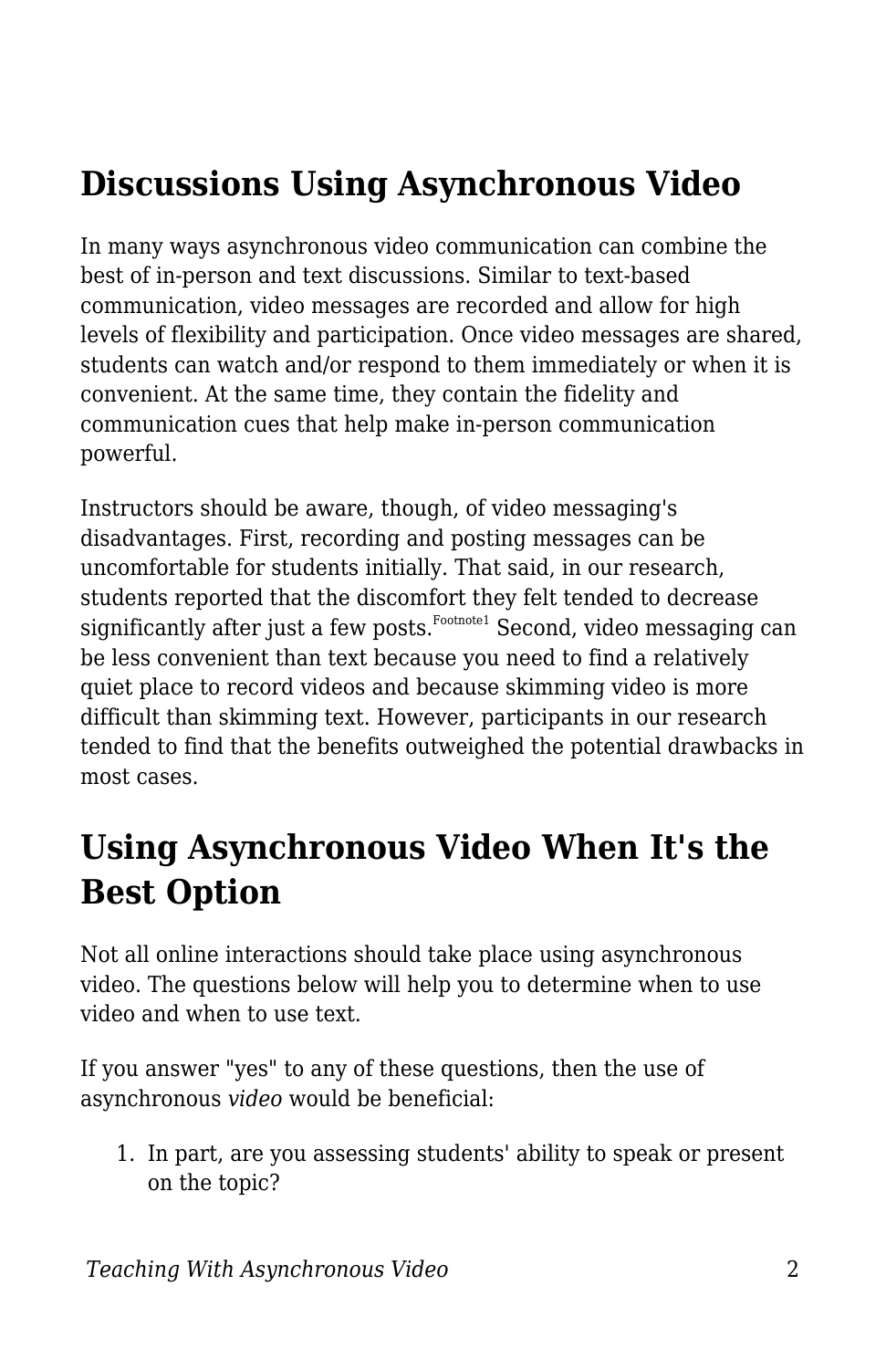## Discussions Using Asynchronous Video

In many ways asynchronous video communication can combine the best of in-person and text discussions. Similar to text-based communication, video messages are recorded and allow for high levels of flexibility and participation. Once video messages are shared, students can watch and/or respond to them immediately or when it is convenient. At the same time, they contain the fidelity and communication cues that help make in-person communication powerful.

Instructors should be aware, though, of video messaging's disadvantages. First, recording and posting messages can be uncomfortable for students initially. That said, in our research, students reported that the discomfort they felt tended to decrease significantly after just a few posts.[Footnote1] Second, video messaging can be less convenient than text because you need to find a relatively quiet place to record videos and because skimming video is more difficult than skimming text. However, participants in our research tended to find that the benefits outweighed the potential drawbacks in most cases.

## Using Asynchronous Video When It's the Best Option

Not all online interactions should take place using asynchronous video. The questions below will help you to determine when to use video and when to use text.

If you answer "yes" to any of these questions, then the use of asynchronous *video* would be beneficial:

1. In part, are you assessing students' ability to speak or present on the topic?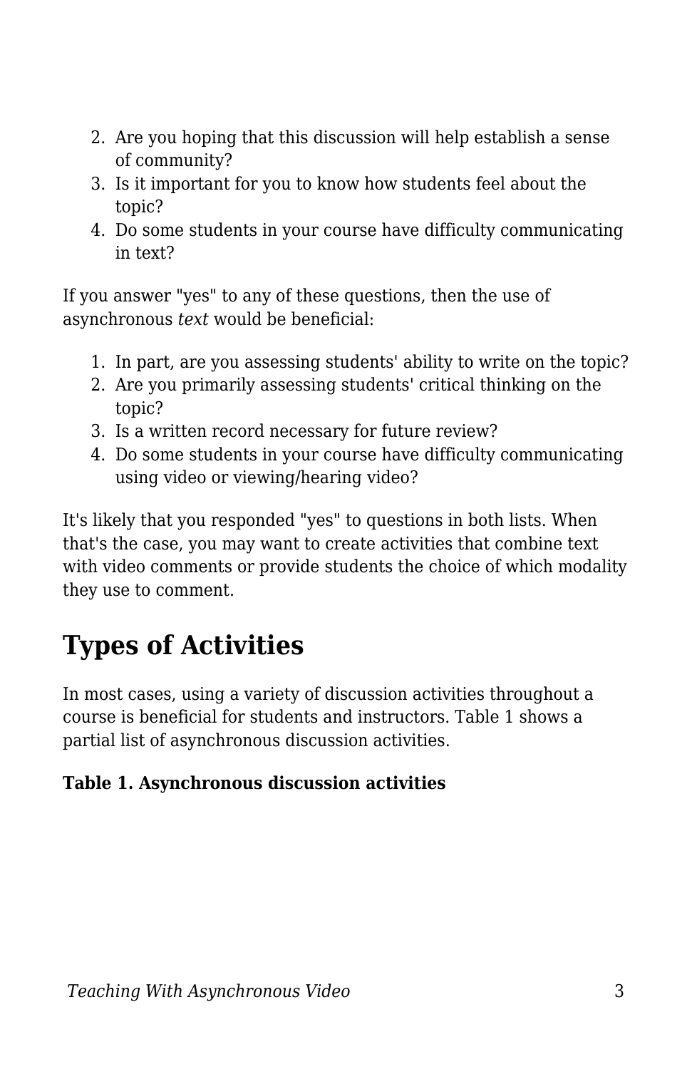2. Are you hoping that this discussion will help establish a sense of community?
3. Is it important for you to know how students feel about the topic?
4. Do some students in your course have difficulty communicating in text?

If you answer "yes" to any of these questions, then the use of asynchronous *text* would be beneficial:

1. In part, are you assessing students' ability to write on the topic?
2. Are you primarily assessing students' critical thinking on the topic?
3. Is a written record necessary for future review?
4. Do some students in your course have difficulty communicating using video or viewing/hearing video?

It's likely that you responded "yes" to questions in both lists. When that's the case, you may want to create activities that combine text with video comments or provide students the choice of which modality they use to comment.

## Types of Activities

In most cases, using a variety of discussion activities throughout a course is beneficial for students and instructors. Table 1 shows a partial list of asynchronous discussion activities.

**Table 1. Asynchronous discussion activities**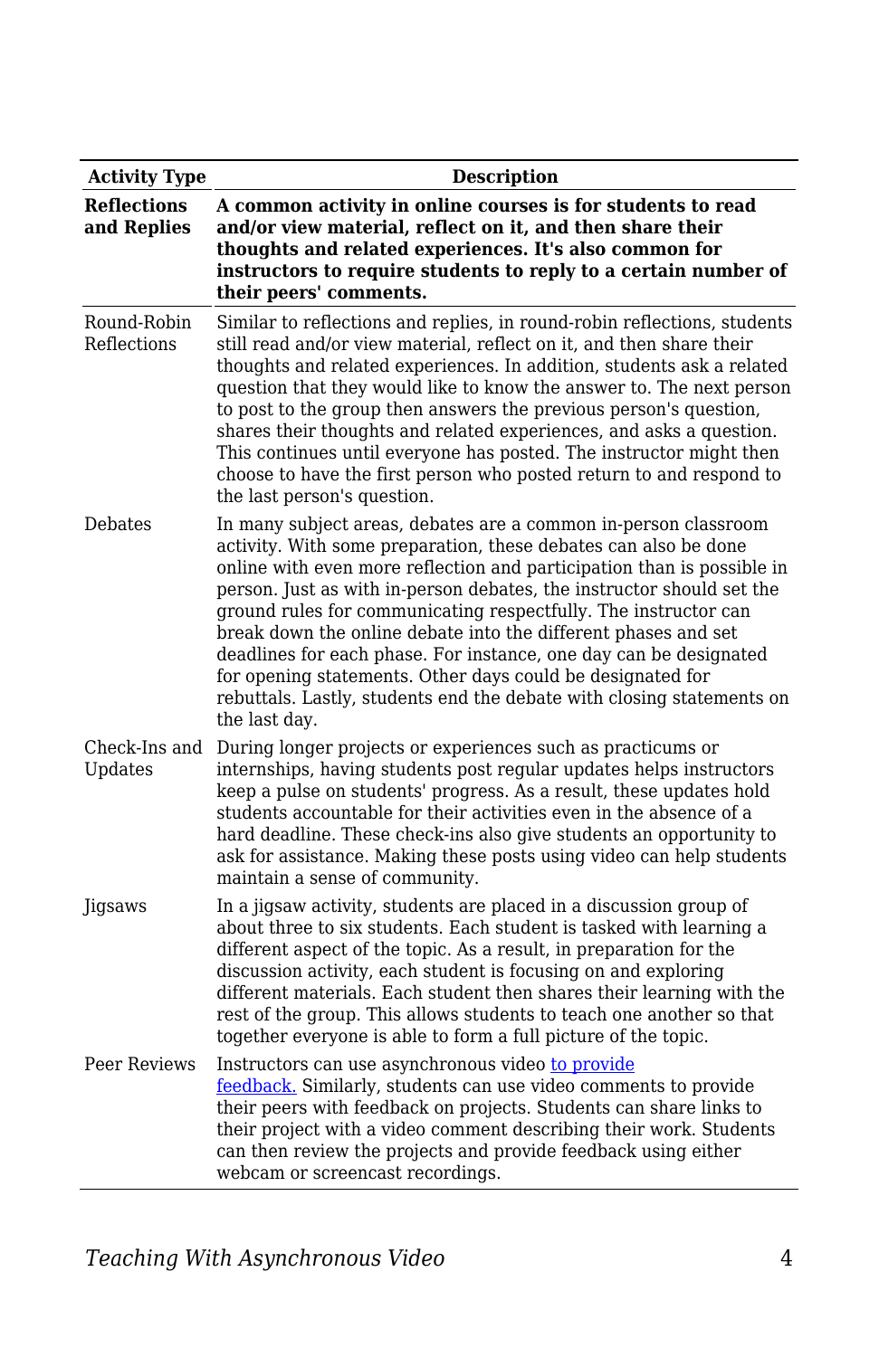| Activity Type | Description |
| --- | --- |
| **Reflections and Replies** | **A common activity in online courses is for students to read and/or view material, reflect on it, and then share their thoughts and related experiences. It's also common for instructors to require students to reply to a certain number of their peers' comments.** |
| Round-Robin Reflections | Similar to reflections and replies, in round-robin reflections, students still read and/or view material, reflect on it, and then share their thoughts and related experiences. In addition, students ask a related question that they would like to know the answer to. The next person to post to the group then answers the previous person's question, shares their thoughts and related experiences, and asks a question. This continues until everyone has posted. The instructor might then choose to have the first person who posted return to and respond to the last person's question. |
| Debates | In many subject areas, debates are a common in-person classroom activity. With some preparation, these debates can also be done online with even more reflection and participation than is possible in person. Just as with in-person debates, the instructor should set the ground rules for communicating respectfully. The instructor can break down the online debate into the different phases and set deadlines for each phase. For instance, one day can be designated for opening statements. Other days could be designated for rebuttals. Lastly, students end the debate with closing statements on the last day. |
| Check-Ins and Updates | During longer projects or experiences such as practicums or internships, having students post regular updates helps instructors keep a pulse on students' progress. As a result, these updates hold students accountable for their activities even in the absence of a hard deadline. These check-ins also give students an opportunity to ask for assistance. Making these posts using video can help students maintain a sense of community. |
| Jigsaws | In a jigsaw activity, students are placed in a discussion group of about three to six students. Each student is tasked with learning a different aspect of the topic. As a result, in preparation for the discussion activity, each student is focusing on and exploring different materials. Each student then shares their learning with the rest of the group. This allows students to teach one another so that together everyone is able to form a full picture of the topic. |
| Peer Reviews | Instructors can use asynchronous video to provide feedback. Similarly, students can use video comments to provide their peers with feedback on projects. Students can share links to their project with a video comment describing their work. Students can then review the projects and provide feedback using either webcam or screencast recordings. |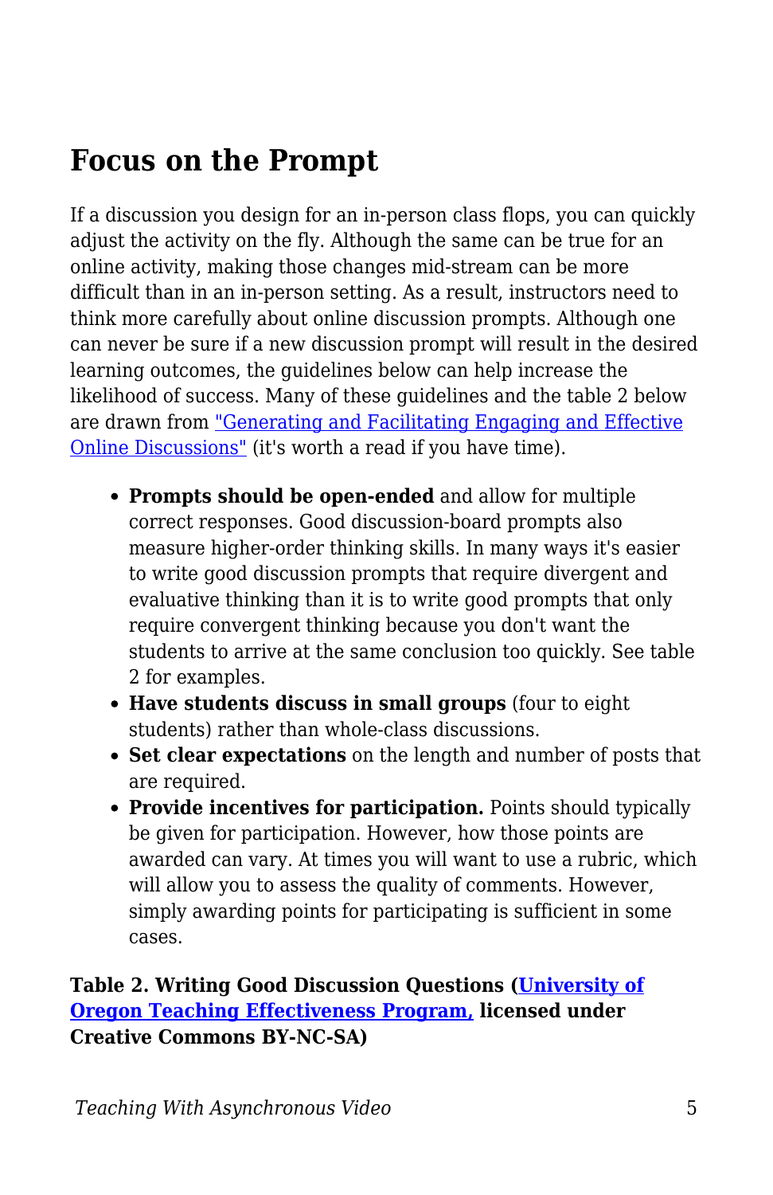## Focus on the Prompt

If a discussion you design for an in-person class flops, you can quickly adjust the activity on the fly. Although the same can be true for an online activity, making those changes mid-stream can be more difficult than in an in-person setting. As a result, instructors need to think more carefully about online discussion prompts. Although one can never be sure if a new discussion prompt will result in the desired learning outcomes, the guidelines below can help increase the likelihood of success. Many of these guidelines and the table 2 below are drawn from "Generating and Facilitating Engaging and Effective Online Discussions" (it's worth a read if you have time).

- **Prompts should be open-ended** and allow for multiple correct responses. Good discussion-board prompts also measure higher-order thinking skills. In many ways it's easier to write good discussion prompts that require divergent and evaluative thinking than it is to write good prompts that only require convergent thinking because you don't want the students to arrive at the same conclusion too quickly. See table 2 for examples.
- **Have students discuss in small groups** (four to eight students) rather than whole-class discussions.
- **Set clear expectations** on the length and number of posts that are required.
- **Provide incentives for participation.** Points should typically be given for participation. However, how those points are awarded can vary. At times you will want to use a rubric, which will allow you to assess the quality of comments. However, simply awarding points for participating is sufficient in some cases.

**Table 2. Writing Good Discussion Questions (University of Oregon Teaching Effectiveness Program, licensed under Creative Commons BY-NC-SA)**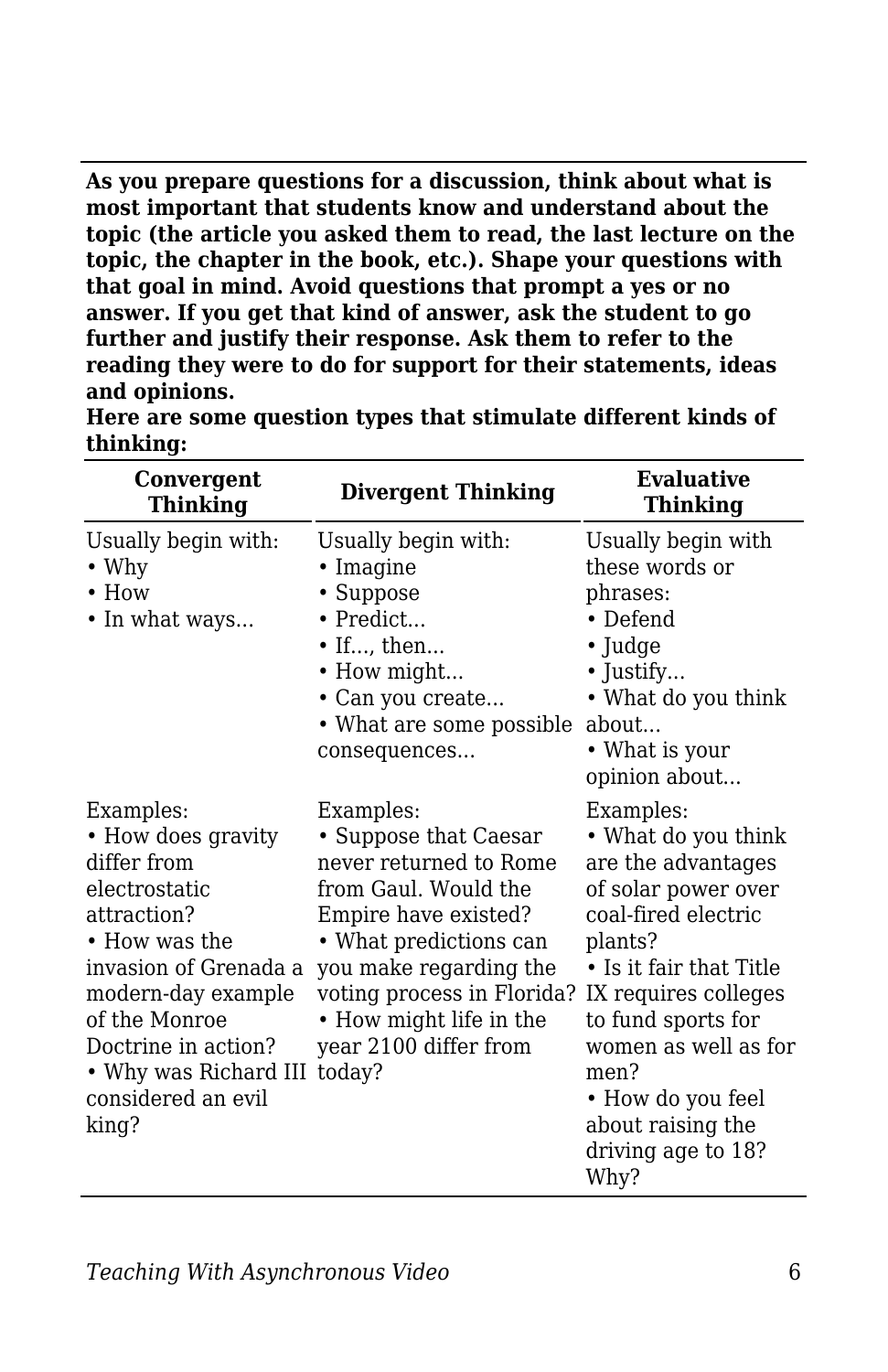**As you prepare questions for a discussion, think about what is most important that students know and understand about the topic (the article you asked them to read, the last lecture on the topic, the chapter in the book, etc.). Shape your questions with that goal in mind. Avoid questions that prompt a yes or no answer. If you get that kind of answer, ask the student to go further and justify their response. Ask them to refer to the reading they were to do for support for their statements, ideas and opinions.**

**Here are some question types that stimulate different kinds of thinking:**

| Convergent Thinking | Divergent Thinking | Evaluative Thinking |
| --- | --- | --- |
| Usually begin with:<br>• Why<br>• How<br>• In what ways... | Usually begin with:<br>• Imagine<br>• Suppose<br>• Predict...<br>• If..., then...<br>• How might...<br>• Can you create...<br>• What are some possible consequences... | Usually begin with these words or phrases:<br>• Defend<br>• Judge<br>• Justify...<br>• What do you think about...<br>• What is your opinion about... |
| Examples:<br>• How does gravity differ from electrostatic attraction?<br>• How was the invasion of Grenada a modern-day example of the Monroe Doctrine in action?<br>• Why was Richard III considered an evil king? | Examples:<br>• Suppose that Caesar never returned to Rome from Gaul. Would the Empire have existed?<br>• What predictions can you make regarding the voting process in Florida?<br>• How might life in the year 2100 differ from today? | Examples:<br>• What do you think are the advantages of solar power over coal-fired electric plants?<br>• Is it fair that Title IX requires colleges to fund sports for women as well as for men?<br>• How do you feel about raising the driving age to 18? Why? |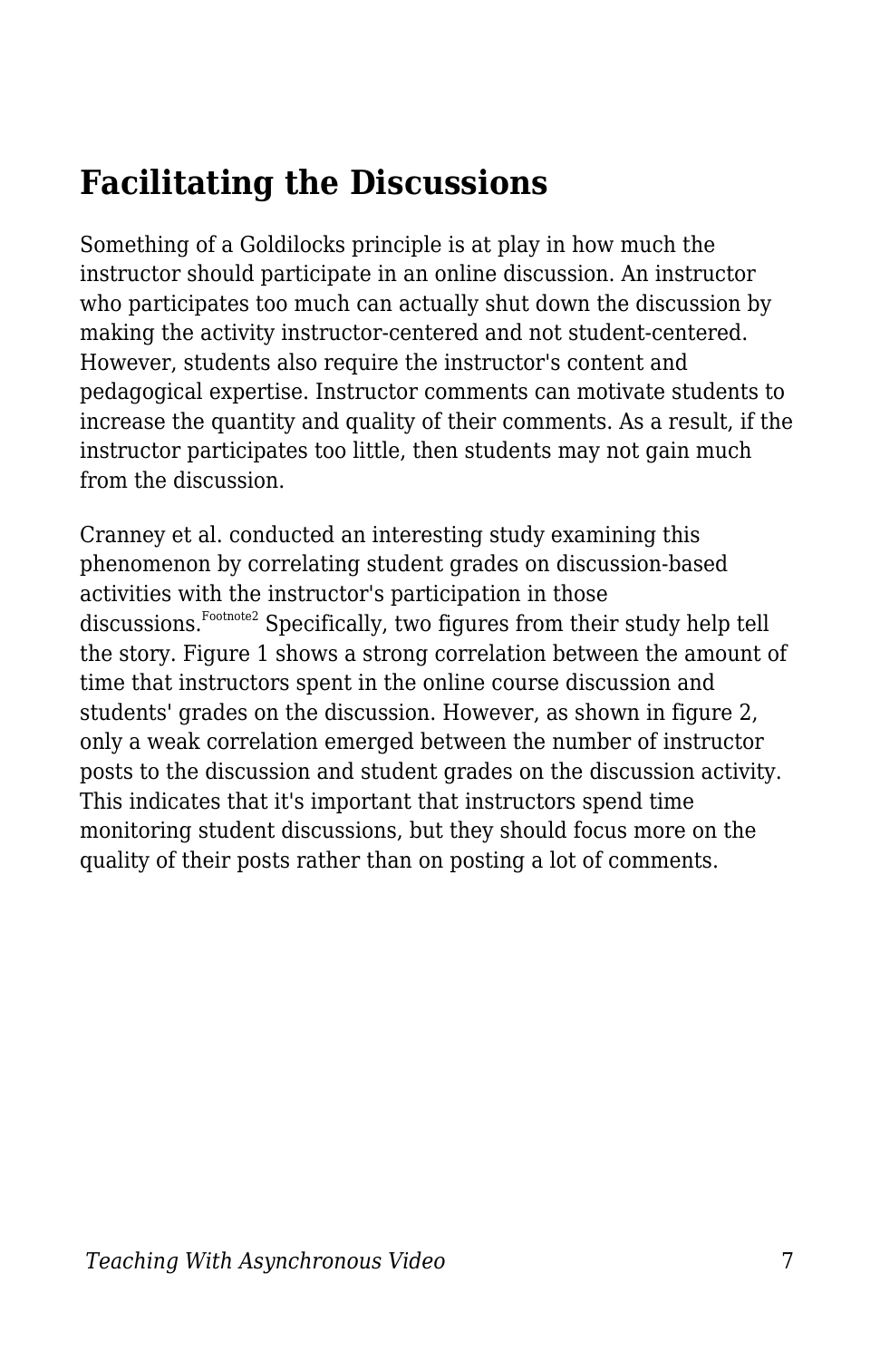## Facilitating the Discussions

Something of a Goldilocks principle is at play in how much the instructor should participate in an online discussion. An instructor who participates too much can actually shut down the discussion by making the activity instructor-centered and not student-centered. However, students also require the instructor's content and pedagogical expertise. Instructor comments can motivate students to increase the quantity and quality of their comments. As a result, if the instructor participates too little, then students may not gain much from the discussion.

Cranney et al. conducted an interesting study examining this phenomenon by correlating student grades on discussion-based activities with the instructor's participation in those discussions.[Footnote2] Specifically, two figures from their study help tell the story. Figure 1 shows a strong correlation between the amount of time that instructors spent in the online course discussion and students' grades on the discussion. However, as shown in figure 2, only a weak correlation emerged between the number of instructor posts to the discussion and student grades on the discussion activity. This indicates that it's important that instructors spend time monitoring student discussions, but they should focus more on the quality of their posts rather than on posting a lot of comments.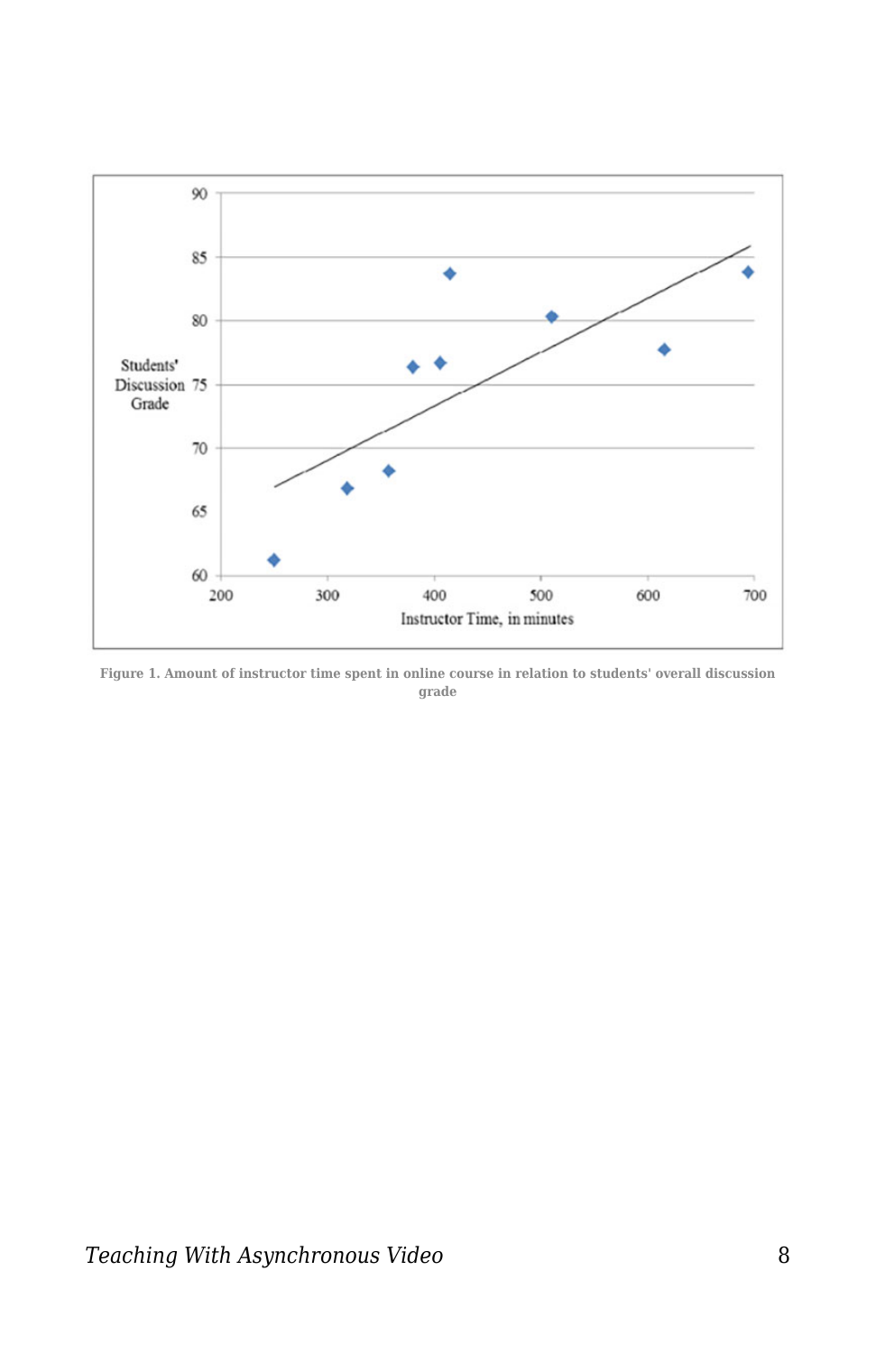Figure 1. Amount of instructor time spent in online course in relation to students' overall discussion grade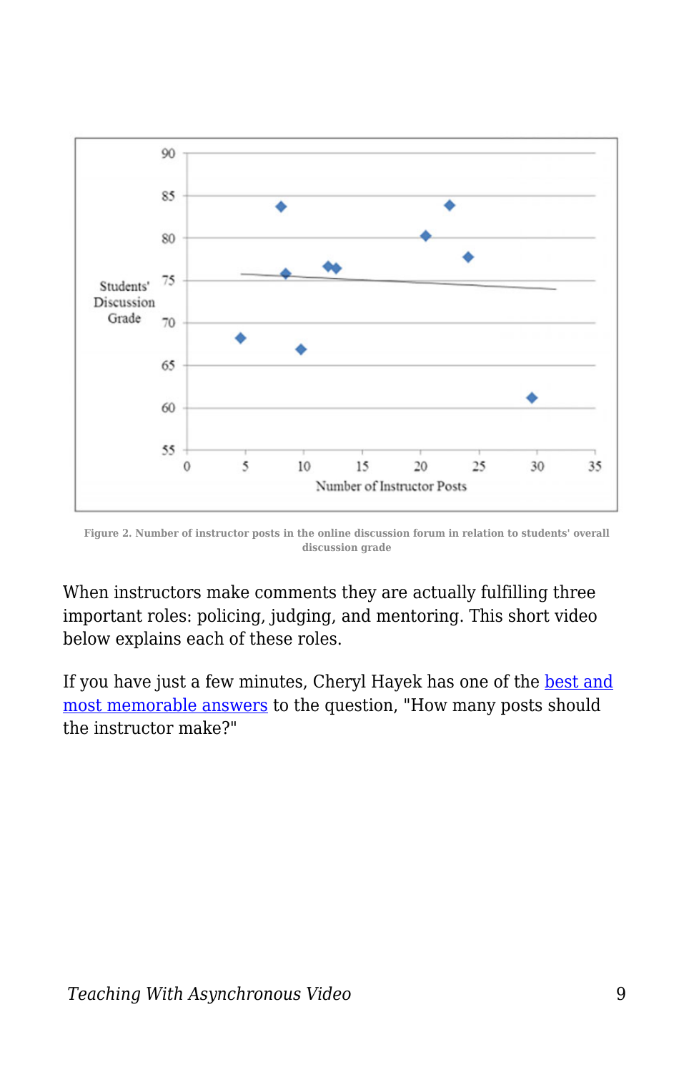Figure 2. Number of instructor posts in the online discussion forum in relation to students' overall discussion grade

When instructors make comments they are actually fulfilling three important roles: policing, judging, and mentoring. This short video below explains each of these roles.

If you have just a few minutes, Cheryl Hayek has one of the best and most memorable answers to the question, "How many posts should the instructor make?"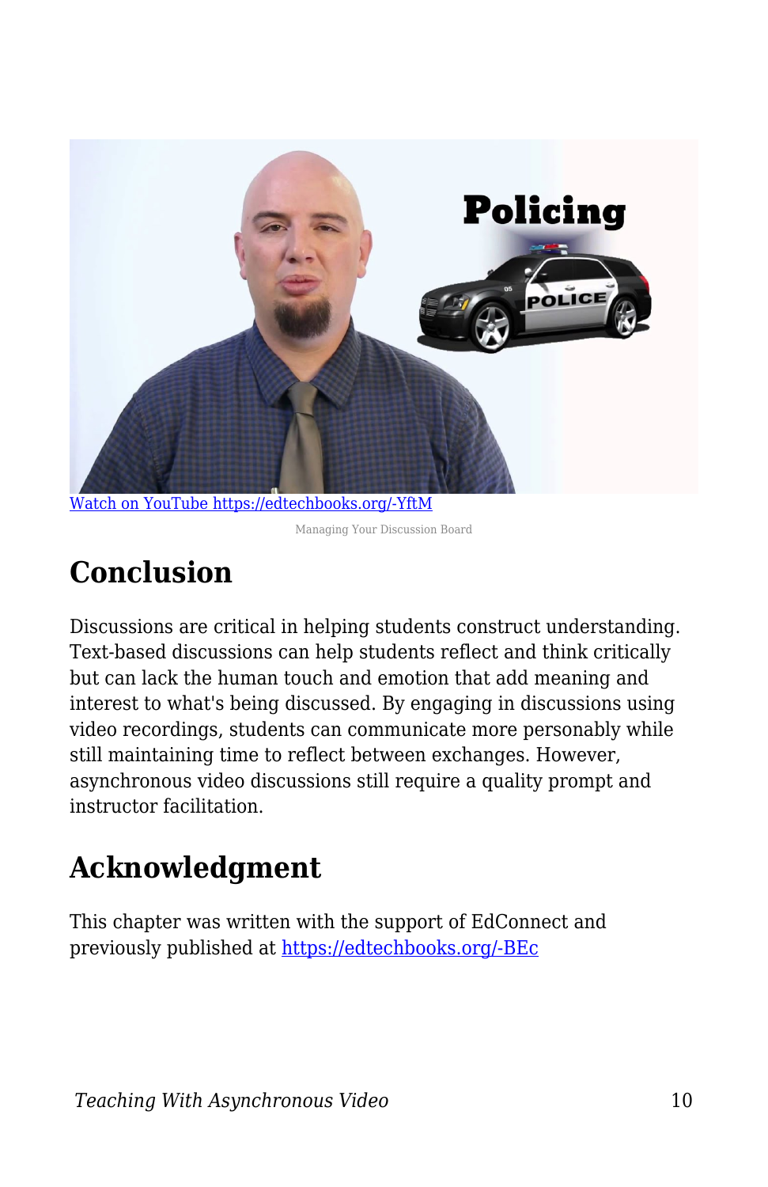[Watch on YouTube https://edtechbooks.org/-YftM](https://edtechbooks.org/-YftM)

Managing Your Discussion Board

## Conclusion

Discussions are critical in helping students construct understanding. Text-based discussions can help students reflect and think critically but can lack the human touch and emotion that add meaning and interest to what's being discussed. By engaging in discussions using video recordings, students can communicate more personably while still maintaining time to reflect between exchanges. However, asynchronous video discussions still require a quality prompt and instructor facilitation.

## Acknowledgment

This chapter was written with the support of EdConnect and previously published at [https://edtechbooks.org/-BEc](https://edtechbooks.org/-BEc)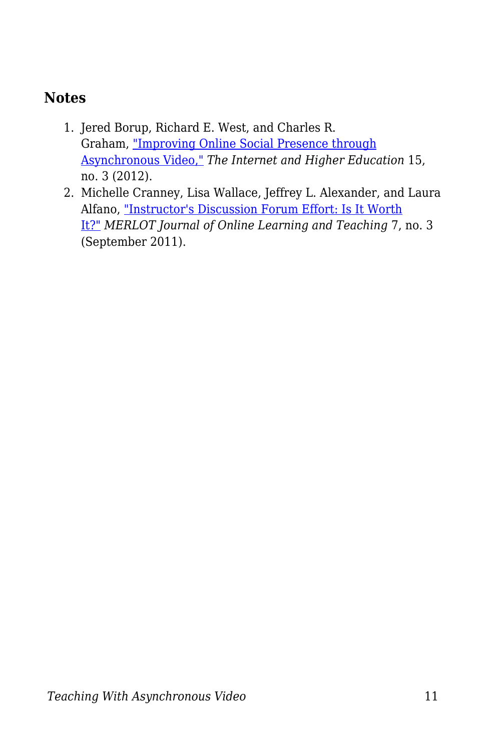## Notes

1. Jered Borup, Richard E. West, and Charles R. Graham, "Improving Online Social Presence through Asynchronous Video," *The Internet and Higher Education* 15, no. 3 (2012).
2. Michelle Cranney, Lisa Wallace, Jeffrey L. Alexander, and Laura Alfano, "Instructor's Discussion Forum Effort: Is It Worth It?" *MERLOT Journal of Online Learning and Teaching* 7, no. 3 (September 2011).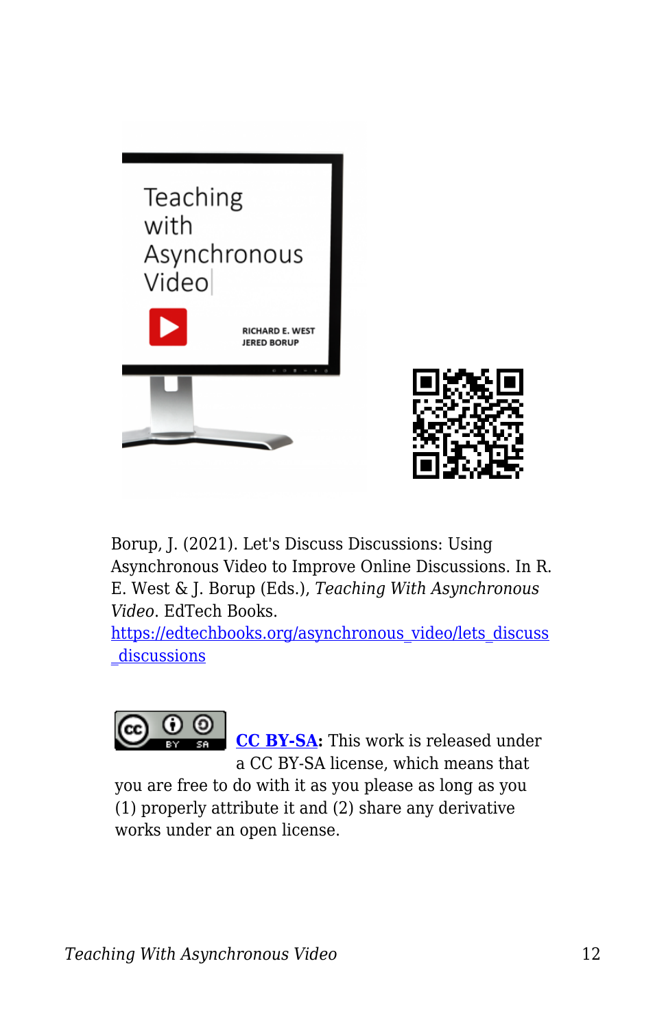Borup, J. (2021). Let's Discuss Discussions: Using Asynchronous Video to Improve Online Discussions. In R. E. West & J. Borup (Eds.), *Teaching With Asynchronous Video*. EdTech Books. https://edtechbooks.org/asynchronous_video/lets_discuss_discussions

**CC BY-SA:** This work is released under a CC BY-SA license, which means that you are free to do with it as you please as long as you (1) properly attribute it and (2) share any derivative works under an open license.